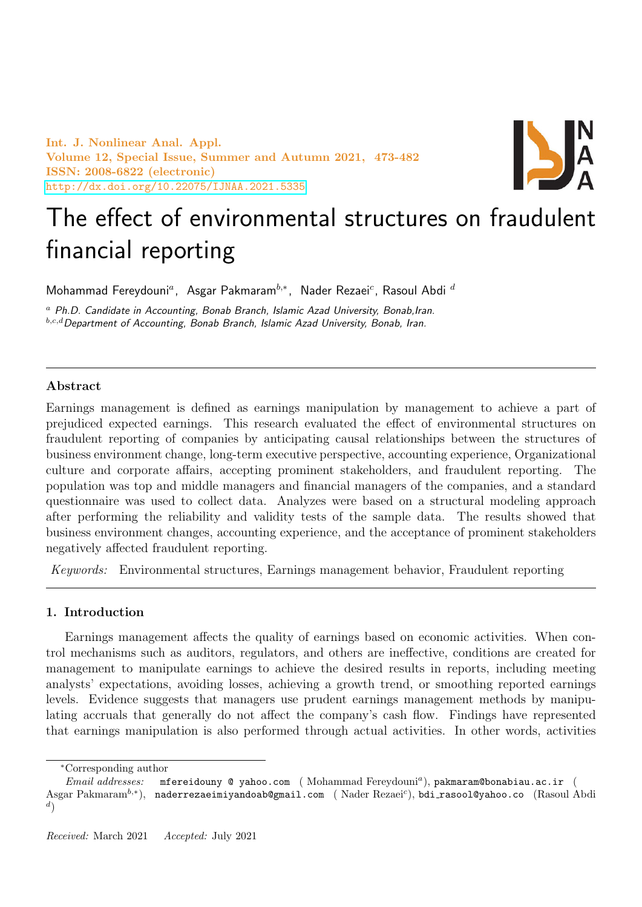Int. J. Nonlinear Anal. Appl.
Volume 12, Special Issue, Summer and Autumn 2021, 473-482
ISSN: 2008-6822 (electronic)
http://dx.doi.org/10.22075/IJNAA.2021.5335

# The effect of environmental structures on fraudulent financial reporting

Mohammad Fereydouni[a], Asgar Pakmaram[b,*], Nader Rezaei[c], Rasoul Abdi [d]

[a] *Ph.D. Candidate in Accounting, Bonab Branch, Islamic Azad University, Bonab,Iran.*
[b,c,d] *Department of Accounting, Bonab Branch, Islamic Azad University, Bonab, Iran.*

## Abstract

Earnings management is defined as earnings manipulation by management to achieve a part of prejudiced expected earnings. This research evaluated the effect of environmental structures on fraudulent reporting of companies by anticipating causal relationships between the structures of business environment change, long-term executive perspective, accounting experience, Organizational culture and corporate affairs, accepting prominent stakeholders, and fraudulent reporting. The population was top and middle managers and financial managers of the companies, and a standard questionnaire was used to collect data. Analyzes were based on a structural modeling approach after performing the reliability and validity tests of the sample data. The results showed that business environment changes, accounting experience, and the acceptance of prominent stakeholders negatively affected fraudulent reporting.

*Keywords:* Environmental structures, Earnings management behavior, Fraudulent reporting

## 1. Introduction

Earnings management affects the quality of earnings based on economic activities. When control mechanisms such as auditors, regulators, and others are ineffective, conditions are created for management to manipulate earnings to achieve the desired results in reports, including meeting analysts' expectations, avoiding losses, achieving a growth trend, or smoothing reported earnings levels. Evidence suggests that managers use prudent earnings management methods by manipulating accruals that generally do not affect the company's cash flow. Findings have represented that earnings manipulation is also performed through actual activities. In other words, activities

---

*Corresponding author

*Email addresses:* mfereidouny @ yahoo.com ( Mohammad Fereydouni[a]), pakmaram@bonabiau.ac.ir ( Asgar Pakmaram[b,*]), naderrezaeimiyandoab@gmail.com ( Nader Rezaei[c]), bdi_rasool@yahoo.co (Rasoul Abdi [d])

*Received:* March 2021 *Accepted:* July 2021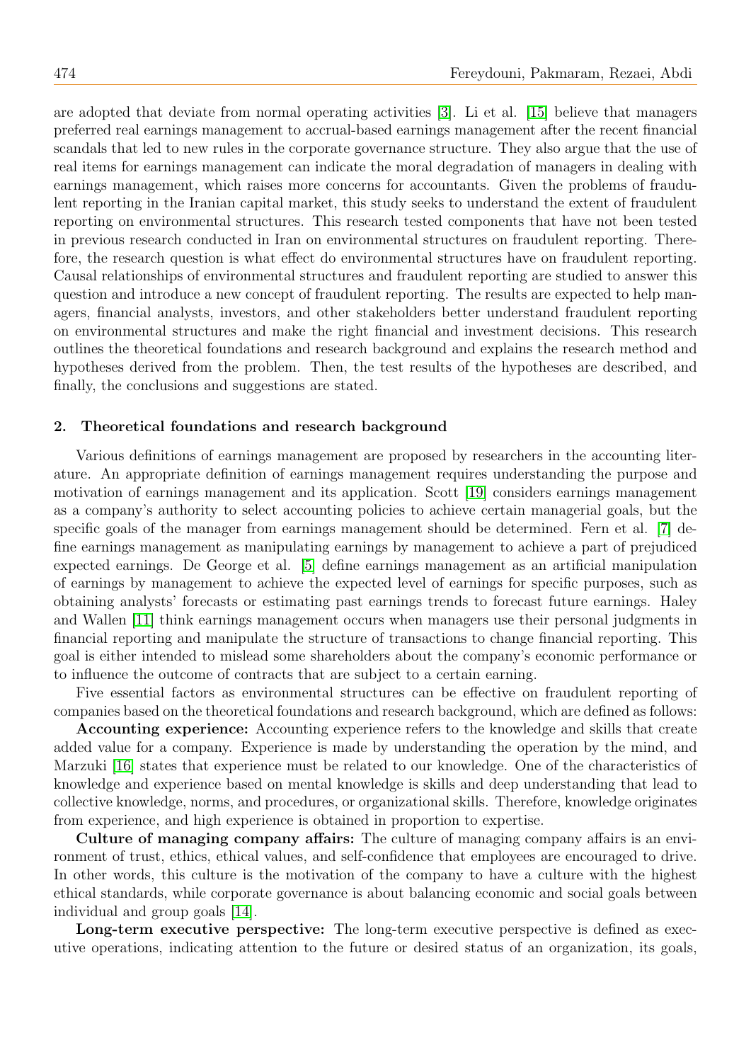are adopted that deviate from normal operating activities [3]. Li et al. [15] believe that managers preferred real earnings management to accrual-based earnings management after the recent financial scandals that led to new rules in the corporate governance structure. They also argue that the use of real items for earnings management can indicate the moral degradation of managers in dealing with earnings management, which raises more concerns for accountants. Given the problems of fraudulent reporting in the Iranian capital market, this study seeks to understand the extent of fraudulent reporting on environmental structures. This research tested components that have not been tested in previous research conducted in Iran on environmental structures on fraudulent reporting. Therefore, the research question is what effect do environmental structures have on fraudulent reporting. Causal relationships of environmental structures and fraudulent reporting are studied to answer this question and introduce a new concept of fraudulent reporting. The results are expected to help managers, financial analysts, investors, and other stakeholders better understand fraudulent reporting on environmental structures and make the right financial and investment decisions. This research outlines the theoretical foundations and research background and explains the research method and hypotheses derived from the problem. Then, the test results of the hypotheses are described, and finally, the conclusions and suggestions are stated.

## 2. Theoretical foundations and research background

Various definitions of earnings management are proposed by researchers in the accounting literature. An appropriate definition of earnings management requires understanding the purpose and motivation of earnings management and its application. Scott [19] considers earnings management as a company's authority to select accounting policies to achieve certain managerial goals, but the specific goals of the manager from earnings management should be determined. Fern et al. [7] define earnings management as manipulating earnings by management to achieve a part of prejudiced expected earnings. De George et al. [5] define earnings management as an artificial manipulation of earnings by management to achieve the expected level of earnings for specific purposes, such as obtaining analysts' forecasts or estimating past earnings trends to forecast future earnings. Haley and Wallen [11] think earnings management occurs when managers use their personal judgments in financial reporting and manipulate the structure of transactions to change financial reporting. This goal is either intended to mislead some shareholders about the company's economic performance or to influence the outcome of contracts that are subject to a certain earning.

Five essential factors as environmental structures can be effective on fraudulent reporting of companies based on the theoretical foundations and research background, which are defined as follows:

**Accounting experience:** Accounting experience refers to the knowledge and skills that create added value for a company. Experience is made by understanding the operation by the mind, and Marzuki [16] states that experience must be related to our knowledge. One of the characteristics of knowledge and experience based on mental knowledge is skills and deep understanding that lead to collective knowledge, norms, and procedures, or organizational skills. Therefore, knowledge originates from experience, and high experience is obtained in proportion to expertise.

**Culture of managing company affairs:** The culture of managing company affairs is an environment of trust, ethics, ethical values, and self-confidence that employees are encouraged to drive. In other words, this culture is the motivation of the company to have a culture with the highest ethical standards, while corporate governance is about balancing economic and social goals between individual and group goals [14].

**Long-term executive perspective:** The long-term executive perspective is defined as executive operations, indicating attention to the future or desired status of an organization, its goals,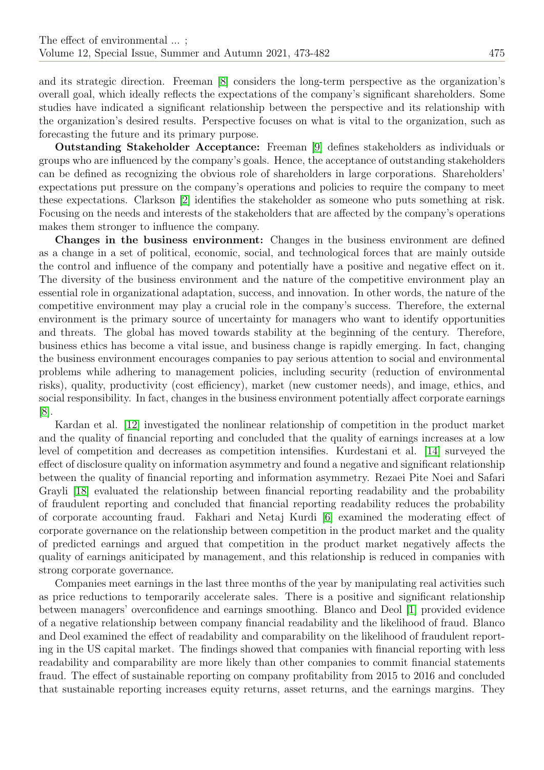and its strategic direction. Freeman [8] considers the long-term perspective as the organization's overall goal, which ideally reflects the expectations of the company's significant shareholders. Some studies have indicated a significant relationship between the perspective and its relationship with the organization's desired results. Perspective focuses on what is vital to the organization, such as forecasting the future and its primary purpose.

**Outstanding Stakeholder Acceptance:** Freeman [9] defines stakeholders as individuals or groups who are influenced by the company's goals. Hence, the acceptance of outstanding stakeholders can be defined as recognizing the obvious role of shareholders in large corporations. Shareholders' expectations put pressure on the company's operations and policies to require the company to meet these expectations. Clarkson [2] identifies the stakeholder as someone who puts something at risk. Focusing on the needs and interests of the stakeholders that are affected by the company's operations makes them stronger to influence the company.

**Changes in the business environment:** Changes in the business environment are defined as a change in a set of political, economic, social, and technological forces that are mainly outside the control and influence of the company and potentially have a positive and negative effect on it. The diversity of the business environment and the nature of the competitive environment play an essential role in organizational adaptation, success, and innovation. In other words, the nature of the competitive environment may play a crucial role in the company's success. Therefore, the external environment is the primary source of uncertainty for managers who want to identify opportunities and threats. The global has moved towards stability at the beginning of the century. Therefore, business ethics has become a vital issue, and business change is rapidly emerging. In fact, changing the business environment encourages companies to pay serious attention to social and environmental problems while adhering to management policies, including security (reduction of environmental risks), quality, productivity (cost efficiency), market (new customer needs), and image, ethics, and social responsibility. In fact, changes in the business environment potentially affect corporate earnings [8].

Kardan et al. [12] investigated the nonlinear relationship of competition in the product market and the quality of financial reporting and concluded that the quality of earnings increases at a low level of competition and decreases as competition intensifies. Kurdestani et al. [14] surveyed the effect of disclosure quality on information asymmetry and found a negative and significant relationship between the quality of financial reporting and information asymmetry. Rezaei Pite Noei and Safari Grayli [18] evaluated the relationship between financial reporting readability and the probability of fraudulent reporting and concluded that financial reporting readability reduces the probability of corporate accounting fraud. Fakhari and Netaj Kurdi [6] examined the moderating effect of corporate governance on the relationship between competition in the product market and the quality of predicted earnings and argued that competition in the product market negatively affects the quality of earnings aniticipated by management, and this relationship is reduced in companies with strong corporate governance.

Companies meet earnings in the last three months of the year by manipulating real activities such as price reductions to temporarily accelerate sales. There is a positive and significant relationship between managers' overconfidence and earnings smoothing. Blanco and Deol [1] provided evidence of a negative relationship between company financial readability and the likelihood of fraud. Blanco and Deol examined the effect of readability and comparability on the likelihood of fraudulent reporting in the US capital market. The findings showed that companies with financial reporting with less readability and comparability are more likely than other companies to commit financial statements fraud. The effect of sustainable reporting on company profitability from 2015 to 2016 and concluded that sustainable reporting increases equity returns, asset returns, and the earnings margins. They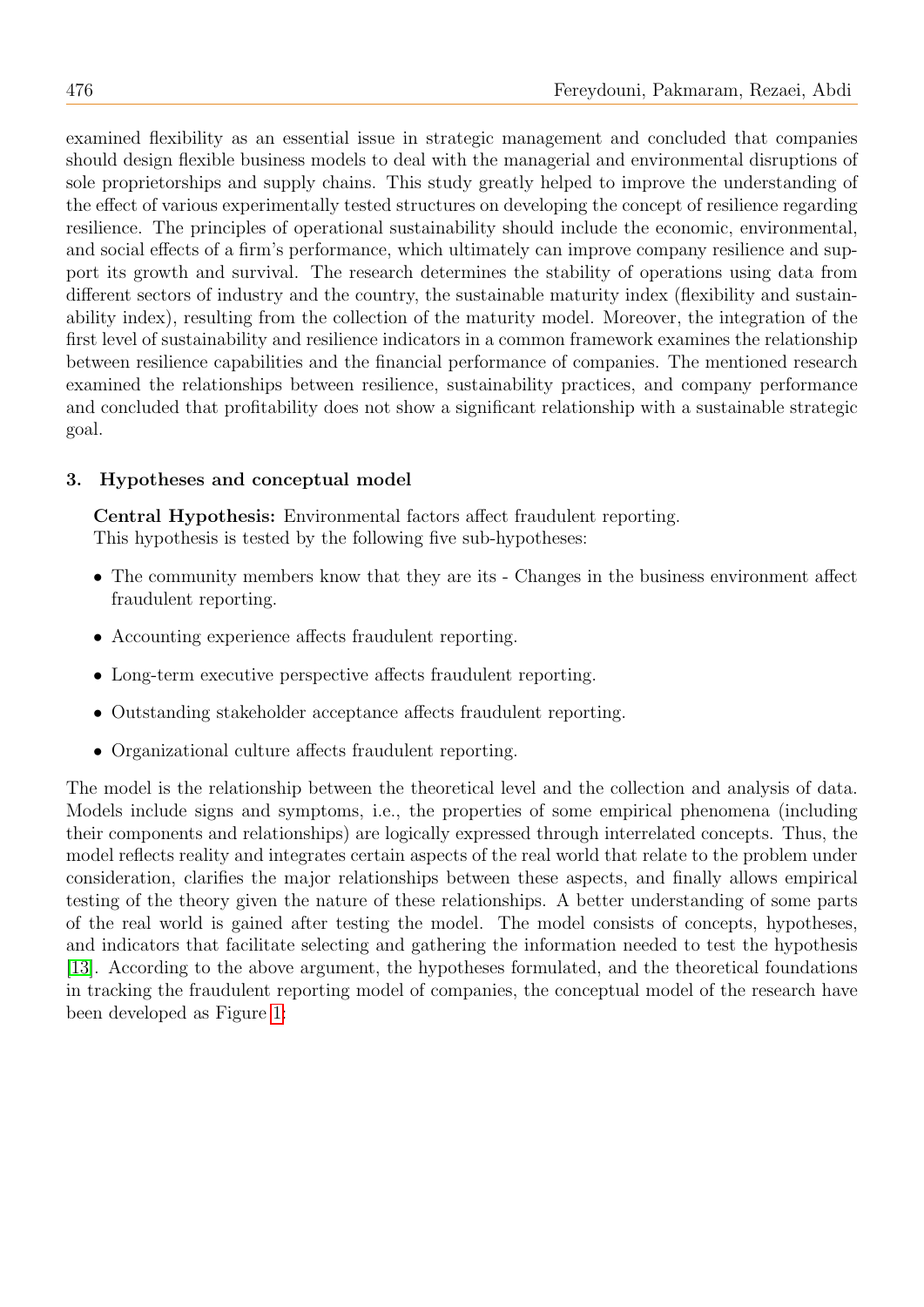examined flexibility as an essential issue in strategic management and concluded that companies should design flexible business models to deal with the managerial and environmental disruptions of sole proprietorships and supply chains. This study greatly helped to improve the understanding of the effect of various experimentally tested structures on developing the concept of resilience regarding resilience. The principles of operational sustainability should include the economic, environmental, and social effects of a firm's performance, which ultimately can improve company resilience and support its growth and survival. The research determines the stability of operations using data from different sectors of industry and the country, the sustainable maturity index (flexibility and sustainability index), resulting from the collection of the maturity model. Moreover, the integration of the first level of sustainability and resilience indicators in a common framework examines the relationship between resilience capabilities and the financial performance of companies. The mentioned research examined the relationships between resilience, sustainability practices, and company performance and concluded that profitability does not show a significant relationship with a sustainable strategic goal.

## 3. Hypotheses and conceptual model

**Central Hypothesis:** Environmental factors affect fraudulent reporting.
This hypothesis is tested by the following five sub-hypotheses:

- The community members know that they are its - Changes in the business environment affect fraudulent reporting.
- Accounting experience affects fraudulent reporting.
- Long-term executive perspective affects fraudulent reporting.
- Outstanding stakeholder acceptance affects fraudulent reporting.
- Organizational culture affects fraudulent reporting.

The model is the relationship between the theoretical level and the collection and analysis of data. Models include signs and symptoms, i.e., the properties of some empirical phenomena (including their components and relationships) are logically expressed through interrelated concepts. Thus, the model reflects reality and integrates certain aspects of the real world that relate to the problem under consideration, clarifies the major relationships between these aspects, and finally allows empirical testing of the theory given the nature of these relationships. A better understanding of some parts of the real world is gained after testing the model. The model consists of concepts, hypotheses, and indicators that facilitate selecting and gathering the information needed to test the hypothesis [13]. According to the above argument, the hypotheses formulated, and the theoretical foundations in tracking the fraudulent reporting model of companies, the conceptual model of the research have been developed as Figure 1: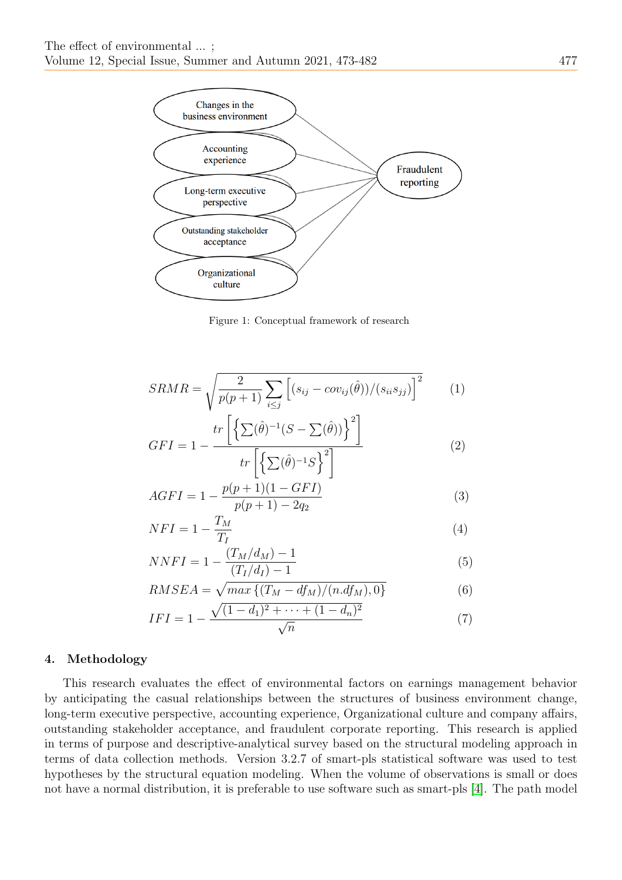Figure 1: Conceptual framework of research

$$SRMR = \sqrt{\frac{2}{p(p+1)} \sum_{i \leq j} \left[ (s_{ij} - cov_{ij}(\hat{\theta}))/(s_{ii}s_{jj}) \right]^2} \quad (1)$$

$$GFI = 1 - \frac{tr\left[ \left\{ \sum(\hat{\theta})^{-1}(S - \sum(\hat{\theta})) \right\}^2 \right]}{tr\left[ \left\{ \sum(\hat{\theta})^{-1} S \right\}^2 \right]} \quad (2)$$

$$AGFI = 1 - \frac{p(p+1)(1 - GFI)}{p(p+1) - 2q_2} \quad (3)$$

$$NFI = 1 - \frac{T_M}{T_I} \quad (4)$$

$$NNFI = 1 - \frac{(T_M/d_M) - 1}{(T_I/d_I) - 1} \quad (5)$$

$$RMSEA = \sqrt{max\left\{ (T_M - df_M)/(n.df_M), 0 \right\}} \quad (6)$$

$$IFI = 1 - \frac{\sqrt{(1-d_1)^2 + \cdots + (1-d_n)^2}}{\sqrt{n}} \quad (7)$$

## 4. Methodology

This research evaluates the effect of environmental factors on earnings management behavior by anticipating the casual relationships between the structures of business environment change, long-term executive perspective, accounting experience, Organizational culture and company affairs, outstanding stakeholder acceptance, and fraudulent corporate reporting. This research is applied in terms of purpose and descriptive-analytical survey based on the structural modeling approach in terms of data collection methods. Version 3.2.7 of smart-pls statistical software was used to test hypotheses by the structural equation modeling. When the volume of observations is small or does not have a normal distribution, it is preferable to use software such as smart-pls [4]. The path model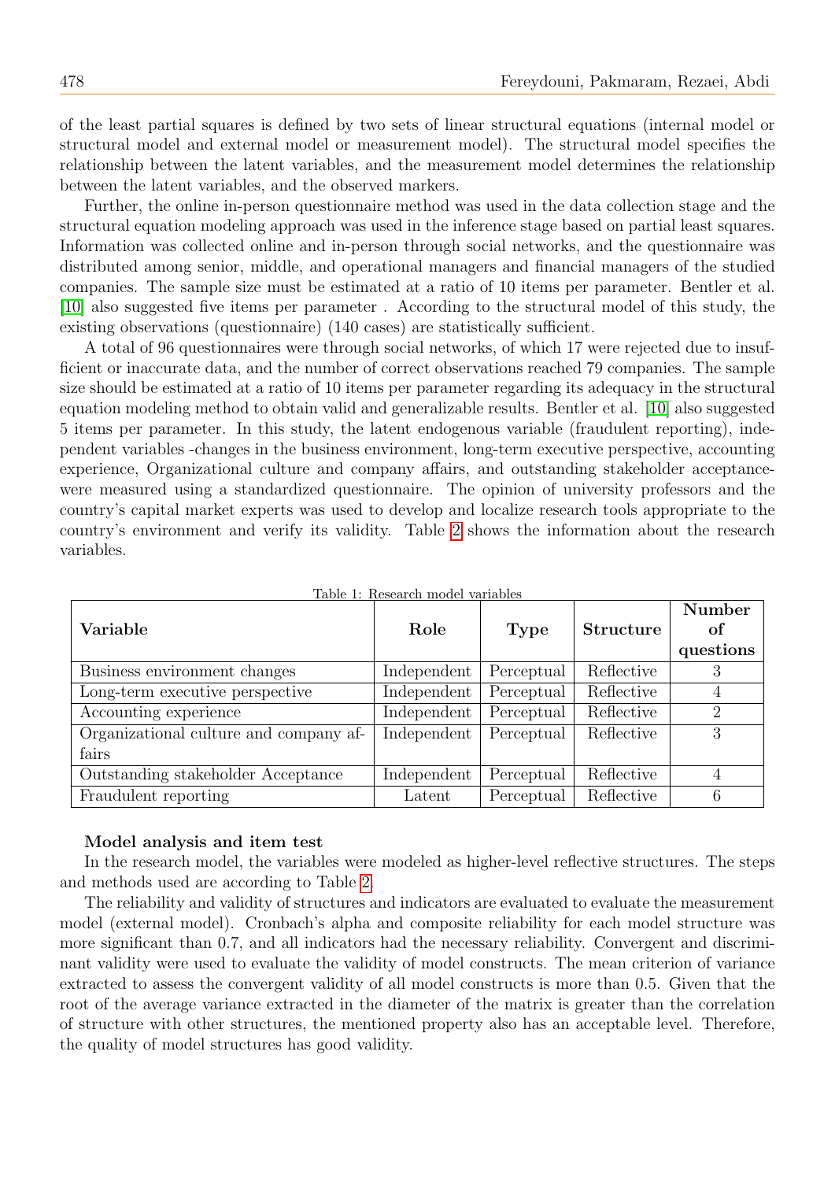of the least partial squares is defined by two sets of linear structural equations (internal model or structural model and external model or measurement model). The structural model specifies the relationship between the latent variables, and the measurement model determines the relationship between the latent variables, and the observed markers.

Further, the online in-person questionnaire method was used in the data collection stage and the structural equation modeling approach was used in the inference stage based on partial least squares. Information was collected online and in-person through social networks, and the questionnaire was distributed among senior, middle, and operational managers and financial managers of the studied companies. The sample size must be estimated at a ratio of 10 items per parameter. Bentler et al. [10] also suggested five items per parameter . According to the structural model of this study, the existing observations (questionnaire) (140 cases) are statistically sufficient.

A total of 96 questionnaires were through social networks, of which 17 were rejected due to insufficient or inaccurate data, and the number of correct observations reached 79 companies. The sample size should be estimated at a ratio of 10 items per parameter regarding its adequacy in the structural equation modeling method to obtain valid and generalizable results. Bentler et al. [10] also suggested 5 items per parameter. In this study, the latent endogenous variable (fraudulent reporting), independent variables -changes in the business environment, long-term executive perspective, accounting experience, Organizational culture and company affairs, and outstanding stakeholder acceptance-were measured using a standardized questionnaire. The opinion of university professors and the country's capital market experts was used to develop and localize research tools appropriate to the country's environment and verify its validity. Table 2 shows the information about the research variables.

Table 1: Research model variables

| Variable | Role | Type | Structure | Number of questions |
|---|---|---|---|---|
| Business environment changes | Independent | Perceptual | Reflective | 3 |
| Long-term executive perspective | Independent | Perceptual | Reflective | 4 |
| Accounting experience | Independent | Perceptual | Reflective | 2 |
| Organizational culture and company affairs | Independent | Perceptual | Reflective | 3 |
| Outstanding stakeholder Acceptance | Independent | Perceptual | Reflective | 4 |
| Fraudulent reporting | Latent | Perceptual | Reflective | 6 |

**Model analysis and item test**

In the research model, the variables were modeled as higher-level reflective structures. The steps and methods used are according to Table 2.

The reliability and validity of structures and indicators are evaluated to evaluate the measurement model (external model). Cronbach's alpha and composite reliability for each model structure was more significant than 0.7, and all indicators had the necessary reliability. Convergent and discriminant validity were used to evaluate the validity of model constructs. The mean criterion of variance extracted to assess the convergent validity of all model constructs is more than 0.5. Given that the root of the average variance extracted in the diameter of the matrix is greater than the correlation of structure with other structures, the mentioned property also has an acceptable level. Therefore, the quality of model structures has good validity.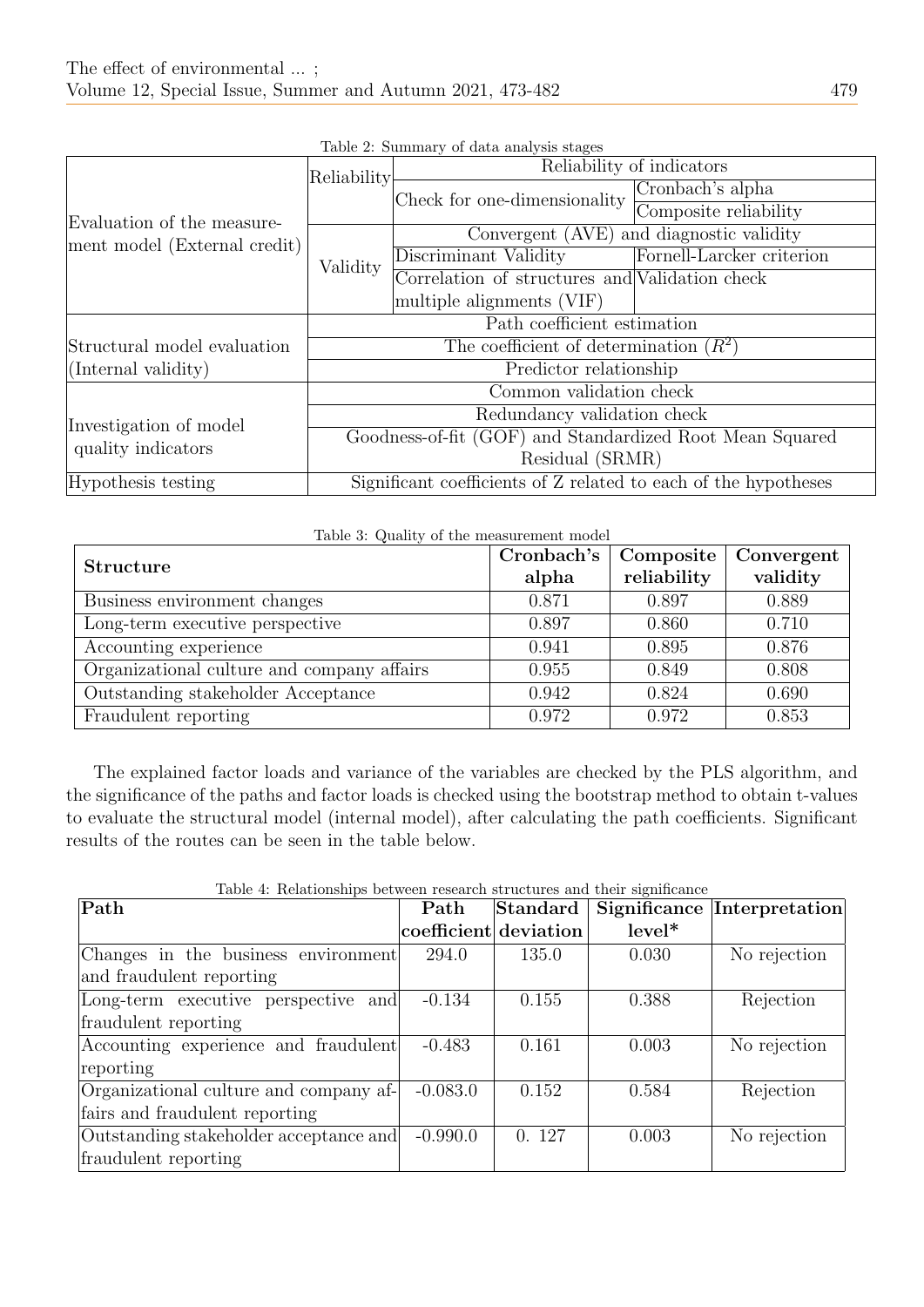Table 2: Summary of data analysis stages

| | | | |
|---|---|---|---|
| Evaluation of the measurement model (External credit) | Reliability | Reliability of indicators | |
| | | Check for one-dimensionality | Cronbach's alpha |
| | | | Composite reliability |
| | Validity | Convergent (AVE) and diagnostic validity | |
| | | Discriminant Validity | Fornell-Larcker criterion |
| | | Correlation of structures and multiple alignments (VIF) | Validation check |
| Structural model evaluation (Internal validity) | Path coefficient estimation | | |
| | The coefficient of determination ($R^2$) | | |
| | Predictor relationship | | |
| Investigation of model quality indicators | Common validation check | | |
| | Redundancy validation check | | |
| | Goodness-of-fit (GOF) and Standardized Root Mean Squared Residual (SRMR) | | |
| Hypothesis testing | Significant coefficients of Z related to each of the hypotheses | | |

Table 3: Quality of the measurement model

| **Structure** | **Cronbach's alpha** | **Composite reliability** | **Convergent validity** |
|---|---|---|---|
| Business environment changes | 0.871 | 0.897 | 0.889 |
| Long-term executive perspective | 0.897 | 0.860 | 0.710 |
| Accounting experience | 0.941 | 0.895 | 0.876 |
| Organizational culture and company affairs | 0.955 | 0.849 | 0.808 |
| Outstanding stakeholder Acceptance | 0.942 | 0.824 | 0.690 |
| Fraudulent reporting | 0.972 | 0.972 | 0.853 |

The explained factor loads and variance of the variables are checked by the PLS algorithm, and the significance of the paths and factor loads is checked using the bootstrap method to obtain t-values to evaluate the structural model (internal model), after calculating the path coefficients. Significant results of the routes can be seen in the table below.

Table 4: Relationships between research structures and their significance

| **Path** | **Path coefficient** | **Standard deviation** | **Significance level*** | **Interpretation** |
|---|---|---|---|---|
| Changes in the business environment and fraudulent reporting | 294.0 | 135.0 | 0.030 | No rejection |
| Long-term executive perspective and fraudulent reporting | -0.134 | 0.155 | 0.388 | Rejection |
| Accounting experience and fraudulent reporting | -0.483 | 0.161 | 0.003 | No rejection |
| Organizational culture and company affairs and fraudulent reporting | -0.083.0 | 0.152 | 0.584 | Rejection |
| Outstanding stakeholder acceptance and fraudulent reporting | -0.990.0 | 0. 127 | 0.003 | No rejection |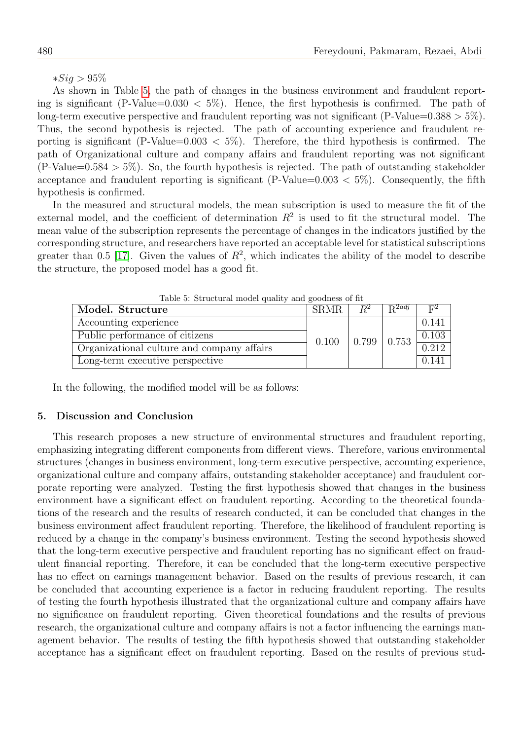$*Sig > 95\%$

As shown in Table 5, the path of changes in the business environment and fraudulent reporting is significant (P-Value=0.030 $<$ 5%). Hence, the first hypothesis is confirmed. The path of long-term executive perspective and fraudulent reporting was not significant (P-Value=0.388 $>$ 5%). Thus, the second hypothesis is rejected. The path of accounting experience and fraudulent reporting is significant (P-Value=0.003 $<$ 5%). Therefore, the third hypothesis is confirmed. The path of Organizational culture and company affairs and fraudulent reporting was not significant (P-Value=0.584 $>$ 5%). So, the fourth hypothesis is rejected. The path of outstanding stakeholder acceptance and fraudulent reporting is significant (P-Value=0.003 $<$ 5%). Consequently, the fifth hypothesis is confirmed.

In the measured and structural models, the mean subscription is used to measure the fit of the external model, and the coefficient of determination $R^2$ is used to fit the structural model. The mean value of the subscription represents the percentage of changes in the indicators justified by the corresponding structure, and researchers have reported an acceptable level for statistical subscriptions greater than 0.5 [17]. Given the values of $R^2$, which indicates the ability of the model to describe the structure, the proposed model has a good fit.

Table 5: Structural model quality and goodness of fit

| Model. Structure | SRMR | $R^2$ | $R^{2adj}$ | $F^2$ |
|---|---|---|---|---|
| Accounting experience | 0.100 | 0.799 | 0.753 | 0.141 |
| Public performance of citizens | | | | 0.103 |
| Organizational culture and company affairs | | | | 0.212 |
| Long-term executive perspective | | | | 0.141 |

In the following, the modified model will be as follows:

## 5. Discussion and Conclusion

This research proposes a new structure of environmental structures and fraudulent reporting, emphasizing integrating different components from different views. Therefore, various environmental structures (changes in business environment, long-term executive perspective, accounting experience, organizational culture and company affairs, outstanding stakeholder acceptance) and fraudulent corporate reporting were analyzed. Testing the first hypothesis showed that changes in the business environment have a significant effect on fraudulent reporting. According to the theoretical foundations of the research and the results of research conducted, it can be concluded that changes in the business environment affect fraudulent reporting. Therefore, the likelihood of fraudulent reporting is reduced by a change in the company's business environment. Testing the second hypothesis showed that the long-term executive perspective and fraudulent reporting has no significant effect on fraudulent financial reporting. Therefore, it can be concluded that the long-term executive perspective has no effect on earnings management behavior. Based on the results of previous research, it can be concluded that accounting experience is a factor in reducing fraudulent reporting. The results of testing the fourth hypothesis illustrated that the organizational culture and company affairs have no significance on fraudulent reporting. Given theoretical foundations and the results of previous research, the organizational culture and company affairs is not a factor influencing the earnings management behavior. The results of testing the fifth hypothesis showed that outstanding stakeholder acceptance has a significant effect on fraudulent reporting. Based on the results of previous stud-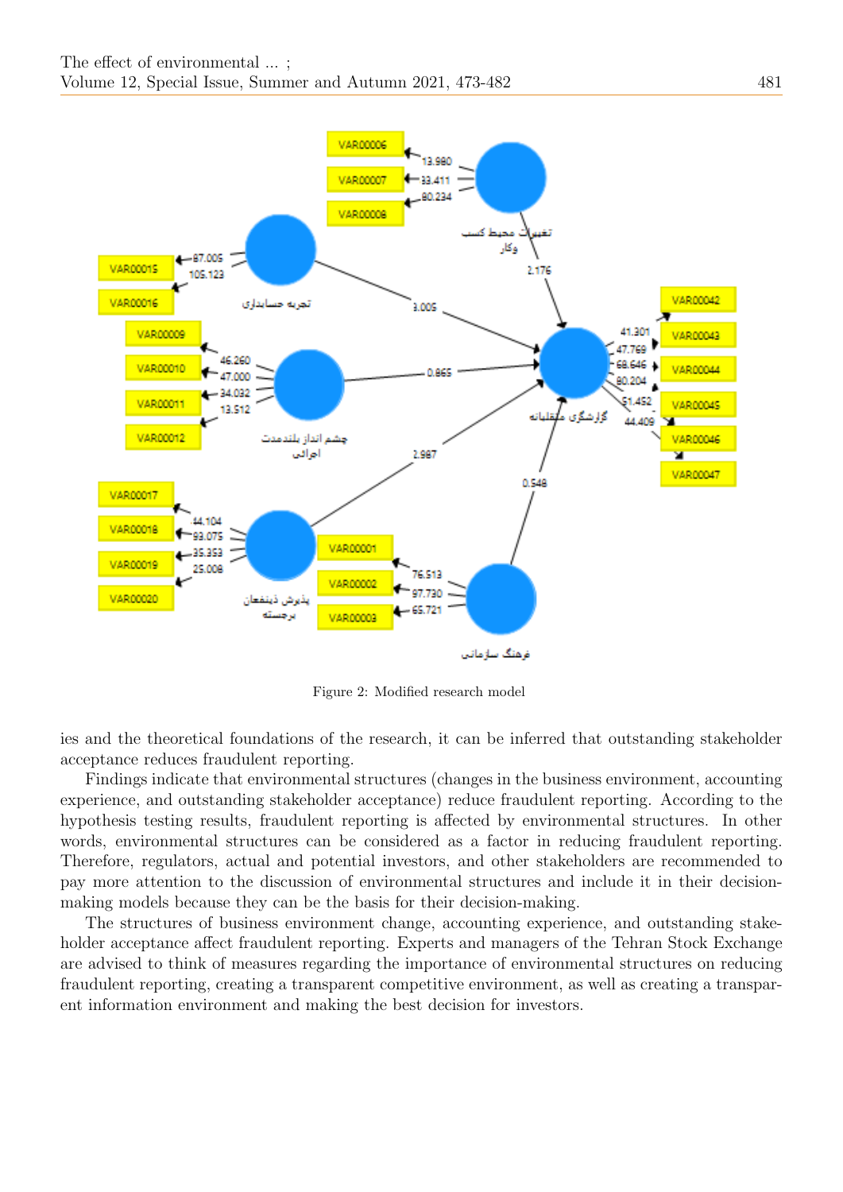Figure 2: Modified research model

ies and the theoretical foundations of the research, it can be inferred that outstanding stakeholder acceptance reduces fraudulent reporting.

Findings indicate that environmental structures (changes in the business environment, accounting experience, and outstanding stakeholder acceptance) reduce fraudulent reporting. According to the hypothesis testing results, fraudulent reporting is affected by environmental structures. In other words, environmental structures can be considered as a factor in reducing fraudulent reporting. Therefore, regulators, actual and potential investors, and other stakeholders are recommended to pay more attention to the discussion of environmental structures and include it in their decision-making models because they can be the basis for their decision-making.

The structures of business environment change, accounting experience, and outstanding stakeholder acceptance affect fraudulent reporting. Experts and managers of the Tehran Stock Exchange are advised to think of measures regarding the importance of environmental structures on reducing fraudulent reporting, creating a transparent competitive environment, as well as creating a transparent information environment and making the best decision for investors.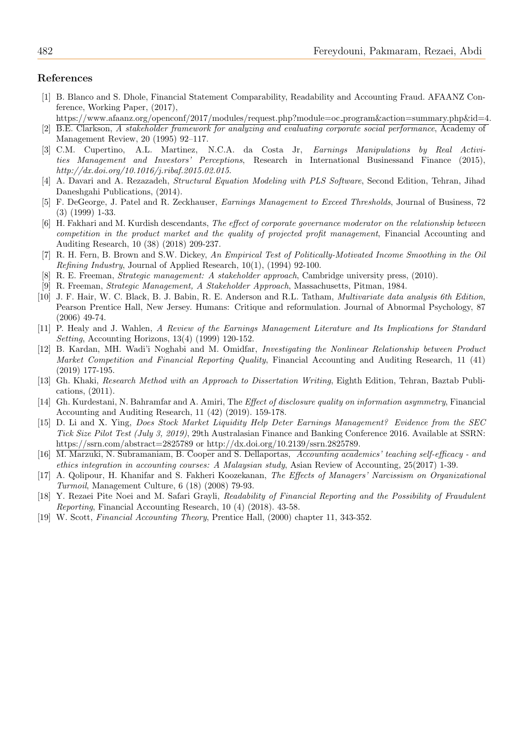## References

[1] B. Blanco and S. Dhole, Financial Statement Comparability, Readability and Accounting Fraud. AFAANZ Conference, Working Paper, (2017), https://www.afaanz.org/openconf/2017/modules/request.php?module=oc_program&action=summary.php&id=4.

[2] B.E. Clarkson, *A stakeholder framework for analyzing and evaluating corporate social performance*, Academy of Management Review, 20 (1995) 92–117.

[3] C.M. Cupertino, A.L. Martinez, N.C.A. da Costa Jr, *Earnings Manipulations by Real Activities Management and Investors' Perceptions*, Research in International Businessand Finance (2015), *http://dx.doi.org/10.1016/j.ribaf.2015.02.015*.

[4] A. Davari and A. Rezazadeh, *Structural Equation Modeling with PLS Software*, Second Edition, Tehran, Jihad Daneshgahi Publications, (2014).

[5] F. DeGeorge, J. Patel and R. Zeckhauser, *Earnings Management to Exceed Thresholds*, Journal of Business, 72 (3) (1999) 1-33.

[6] H. Fakhari and M. Kurdish descendants, *The effect of corporate governance moderator on the relationship between competition in the product market and the quality of projected profit management*, Financial Accounting and Auditing Research, 10 (38) (2018) 209-237.

[7] R. H. Fern, B. Brown and S.W. Dickey, *An Empirical Test of Politically-Motivated Income Smoothing in the Oil Refining Industry*, Journal of Applied Research, 10(1), (1994) 92-100.

[8] R. E. Freeman, *Strategic management: A stakeholder approach*, Cambridge university press, (2010).

[9] R. Freeman, *Strategic Management, A Stakeholder Approach*, Massachusetts, Pitman, 1984.

[10] J. F. Hair, W. C. Black, B. J. Babin, R. E. Anderson and R.L. Tatham, *Multivariate data analysis 6th Edition*, Pearson Prentice Hall, New Jersey. Humans: Critique and reformulation. Journal of Abnormal Psychology, 87 (2006) 49-74.

[11] P. Healy and J. Wahlen, *A Review of the Earnings Management Literature and Its Implications for Standard Setting*, Accounting Horizons, 13(4) (1999) 120-152.

[12] B. Kardan, MH. Wadi'i Noghabi and M. Omidfar, *Investigating the Nonlinear Relationship between Product Market Competition and Financial Reporting Quality*, Financial Accounting and Auditing Research, 11 (41) (2019) 177-195.

[13] Gh. Khaki, *Research Method with an Approach to Dissertation Writing*, Eighth Edition, Tehran, Baztab Publications, (2011).

[14] Gh. Kurdestani, N. Bahramfar and A. Amiri, The *Effect of disclosure quality on information asymmetry*, Financial Accounting and Auditing Research, 11 (42) (2019). 159-178.

[15] D. Li and X. Ying, *Does Stock Market Liquidity Help Deter Earnings Management? Evidence from the SEC Tick Size Pilot Test (July 3, 2019)*, 29th Australasian Finance and Banking Conference 2016. Available at SSRN: https://ssrn.com/abstract=2825789 or http://dx.doi.org/10.2139/ssrn.2825789.

[16] M. Marzuki, N. Subramaniam, B. Cooper and S. Dellaportas, *Accounting academics' teaching self-efficacy - and ethics integration in accounting courses: A Malaysian study*, Asian Review of Accounting, 25(2017) 1-39.

[17] A. Qolipour, H. Khanifar and S. Fakheri Koozekanan, *The Effects of Managers' Narcissism on Organizational Turmoil*, Management Culture, 6 (18) (2008) 79-93.

[18] Y. Rezaei Pite Noei and M. Safari Grayli, *Readability of Financial Reporting and the Possibility of Fraudulent Reporting*, Financial Accounting Research, 10 (4) (2018). 43-58.

[19] W. Scott, *Financial Accounting Theory*, Prentice Hall, (2000) chapter 11, 343-352.